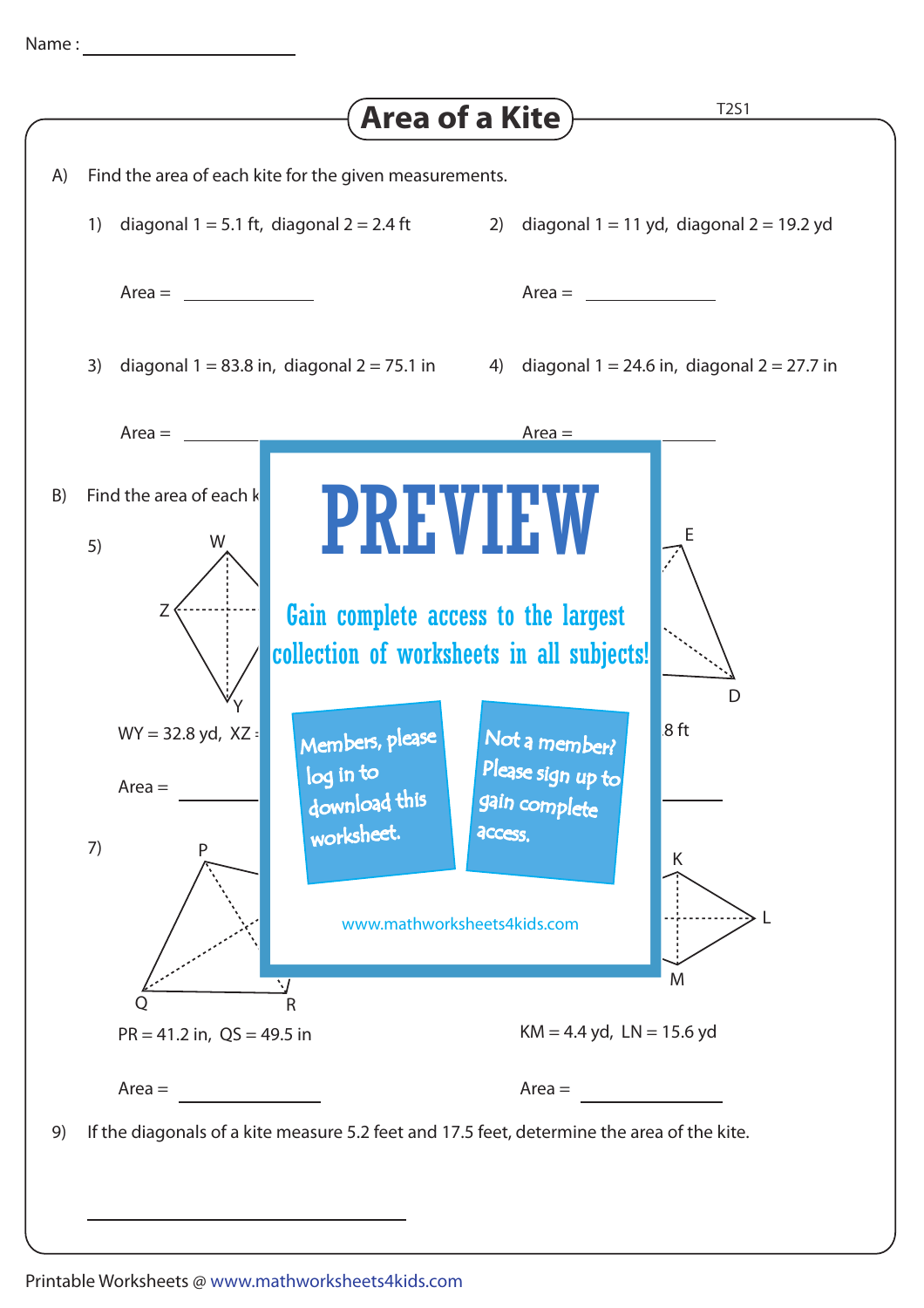Name : ____________________

# Area of a Kite

T2S1

A) Find the area of each kite for the given measurements.

1) diagonal 1 = 5.1 ft, diagonal 2 = 2.4 ft

Area = ____________

2) diagonal 1 = 11 yd, diagonal 2 = 19.2 yd

Area = ____________

3) diagonal 1 = 83.8 in, diagonal 2 = 75.1 in

Area = ____________

4) diagonal 1 = 24.6 in, diagonal 2 = 27.7 in

Area = ____________

B) Find the area of each k

5) W Z Y

WY = 32.8 yd, XZ =

Area = ____________

E D

.8 ft

Area = ____________

7) P Q R

PR = 41.2 in, QS = 49.5 in

Area = ____________

K L M

KM = 4.4 yd, LN = 15.6 yd

Area = ____________

**PREVIEW**

Gain complete access to the largest collection of worksheets in all subjects!

Members, please log in to download this worksheet.

Not a member? Please sign up to gain complete access.

www.mathworksheets4kids.com

9) If the diagonals of a kite measure 5.2 feet and 17.5 feet, determine the area of the kite.

____________________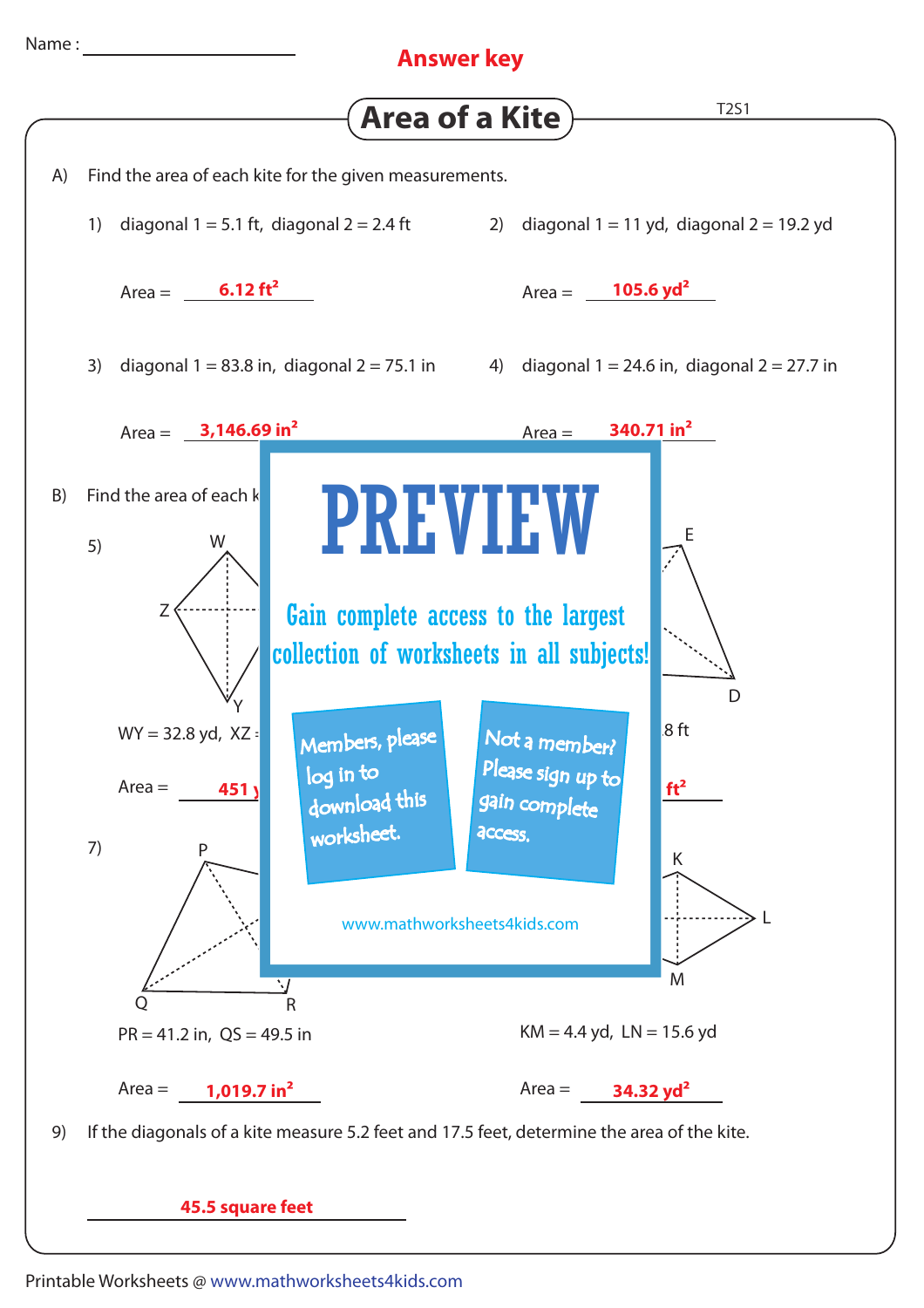Name : ____________________

**Answer key**

# Area of a Kite

T2S1

A) Find the area of each kite for the given measurements.

1) diagonal 1 = 5.1 ft, diagonal 2 = 2.4 ft

Area = **6.12 $ft^2$**

2) diagonal 1 = 11 yd, diagonal 2 = 19.2 yd

Area = **105.6 $yd^2$**

3) diagonal 1 = 83.8 in, diagonal 2 = 75.1 in

Area = **3,146.69 $in^2$**

4) diagonal 1 = 24.6 in, diagonal 2 = 27.7 in

Area = **340.71 $in^2$**

B) Find the area of each k

5)

W

Z

Y

WY = 32.8 yd, XZ

Area = **451 y**

E

D

.8 ft

**ft²**

PREVIEW

Gain complete access to the largest collection of worksheets in all subjects!

Members, please log in to download this worksheet.

Not a member? Please sign up to gain complete access.

www.mathworksheets4kids.com

7)

P

Q

R

PR = 41.2 in, QS = 49.5 in

Area = **1,019.7 $in^2$**

K

L

M

KM = 4.4 yd, LN = 15.6 yd

Area = **34.32 $yd^2$**

9) If the diagonals of a kite measure 5.2 feet and 17.5 feet, determine the area of the kite.

**45.5 square feet**

Printable Worksheets @ www.mathworksheets4kids.com